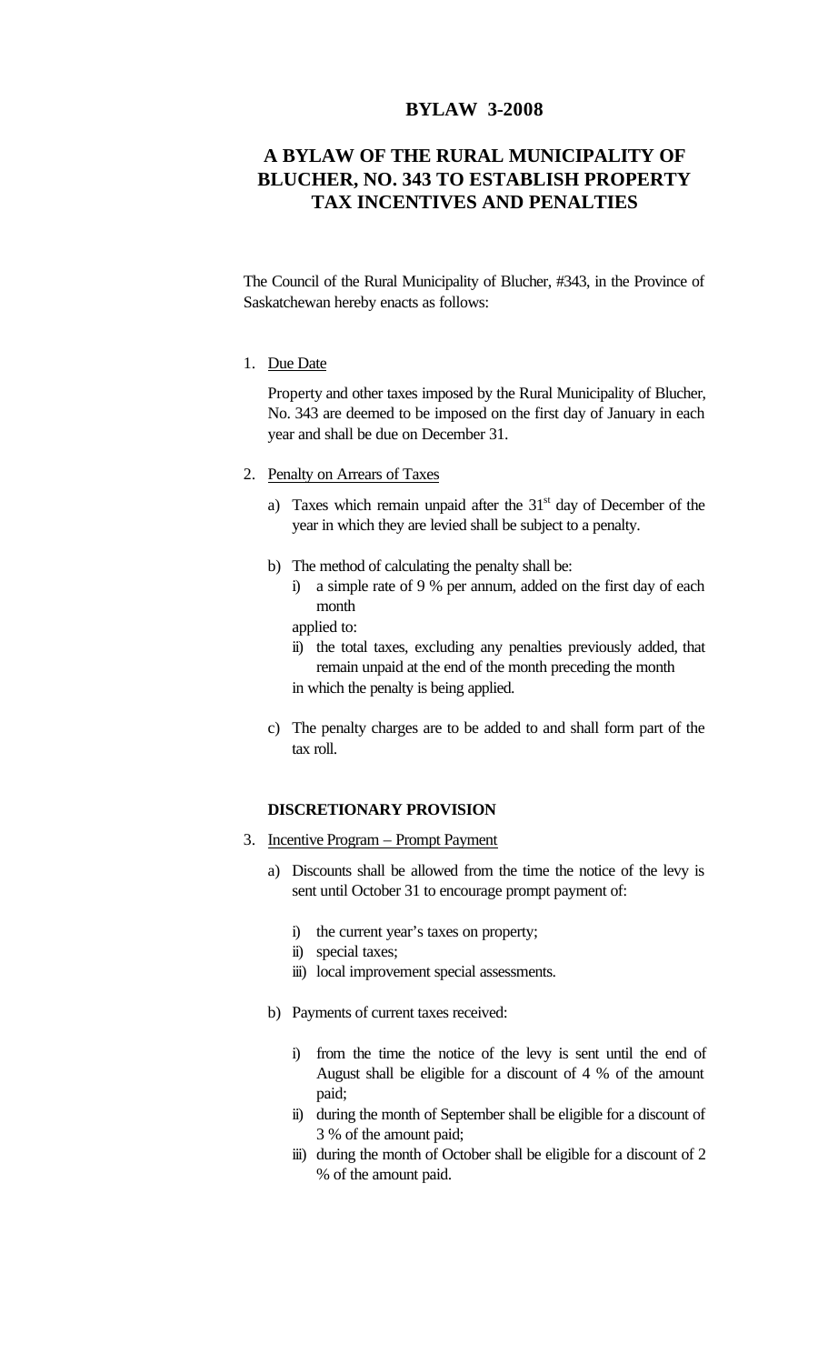# BYLAW 3-2008

## A BYLAW OF THE RURAL MUNICIPALITY OF BLUCHER, NO. 343 TO ESTABLISH PROPERTY TAX INCENTIVES AND PENALTIES

The Council of the Rural Municipality of Blucher, #343, in the Province of Saskatchewan hereby enacts as follows:

1. Due Date

   Property and other taxes imposed by the Rural Municipality of Blucher, No. 343 are deemed to be imposed on the first day of January in each year and shall be due on December 31.

2. Penalty on Arrears of Taxes

   a) Taxes which remain unpaid after the 31st day of December of the year in which they are levied shall be subject to a penalty.

   b) The method of calculating the penalty shall be:
      i) a simple rate of 9 % per annum, added on the first day of each month

      applied to:

      ii) the total taxes, excluding any penalties previously added, that remain unpaid at the end of the month preceding the month

      in which the penalty is being applied.

   c) The penalty charges are to be added to and shall form part of the tax roll.

**DISCRETIONARY PROVISION**

3. Incentive Program – Prompt Payment

   a) Discounts shall be allowed from the time the notice of the levy is sent until October 31 to encourage prompt payment of:

      i) the current year's taxes on property;
      ii) special taxes;
      iii) local improvement special assessments.

   b) Payments of current taxes received:

      i) from the time the notice of the levy is sent until the end of August shall be eligible for a discount of 4 % of the amount paid;
      ii) during the month of September shall be eligible for a discount of 3 % of the amount paid;
      iii) during the month of October shall be eligible for a discount of 2 % of the amount paid.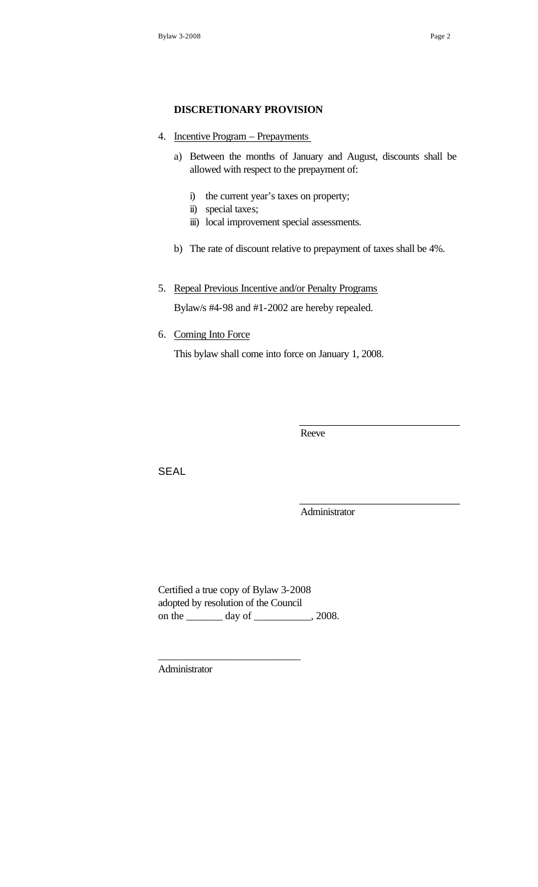**DISCRETIONARY PROVISION**

4. Incentive Program – Prepayments

   a) Between the months of January and August, discounts shall be allowed with respect to the prepayment of:

      i) the current year's taxes on property;
      ii) special taxes;
      iii) local improvement special assessments.

   b) The rate of discount relative to prepayment of taxes shall be 4%.

5. Repeal Previous Incentive and/or Penalty Programs

   Bylaw/s #4-98 and #1-2002 are hereby repealed.

6. Coming Into Force

   This bylaw shall come into force on January 1, 2008.

\_\_\_\_\_\_\_\_\_\_\_\_\_\_\_\_\_\_\_\_\_\_\_\_\_\_\_\_

Reeve

SEAL

\_\_\_\_\_\_\_\_\_\_\_\_\_\_\_\_\_\_\_\_\_\_\_\_\_\_\_\_

Administrator

Certified a true copy of Bylaw 3-2008
adopted by resolution of the Council
on the \_\_\_\_\_\_\_ day of \_\_\_\_\_\_\_\_\_\_\_, 2008.

\_\_\_\_\_\_\_\_\_\_\_\_\_\_\_\_\_\_\_\_\_\_\_\_\_\_\_\_

Administrator